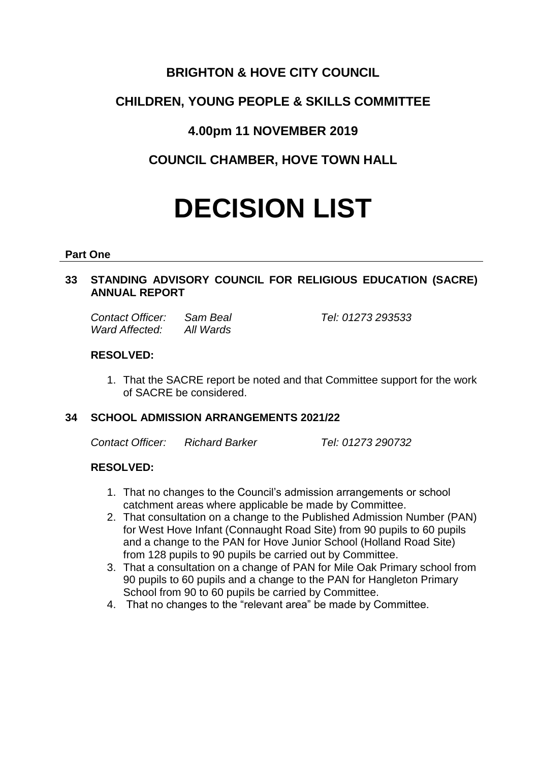# BRIGHTON & HOVE CITY COUNCIL

## CHILDREN, YOUNG PEOPLE & SKILLS COMMITTEE

## 4.00pm 11 NOVEMBER 2019

## COUNCIL CHAMBER, HOVE TOWN HALL

# DECISION LIST

**Part One**

### 33 STANDING ADVISORY COUNCIL FOR RELIGIOUS EDUCATION (SACRE) ANNUAL REPORT

*Contact Officer:* *Sam Beal* *Tel: 01273 293533*
*Ward Affected:* *All Wards*

**RESOLVED:**

1. That the SACRE report be noted and that Committee support for the work of SACRE be considered.

### 34 SCHOOL ADMISSION ARRANGEMENTS 2021/22

*Contact Officer:* *Richard Barker* *Tel: 01273 290732*

**RESOLVED:**

1. That no changes to the Council's admission arrangements or school catchment areas where applicable be made by Committee.
2. That consultation on a change to the Published Admission Number (PAN) for West Hove Infant (Connaught Road Site) from 90 pupils to 60 pupils and a change to the PAN for Hove Junior School (Holland Road Site) from 128 pupils to 90 pupils be carried out by Committee.
3. That a consultation on a change of PAN for Mile Oak Primary school from 90 pupils to 60 pupils and a change to the PAN for Hangleton Primary School from 90 to 60 pupils be carried by Committee.
4. That no changes to the "relevant area" be made by Committee.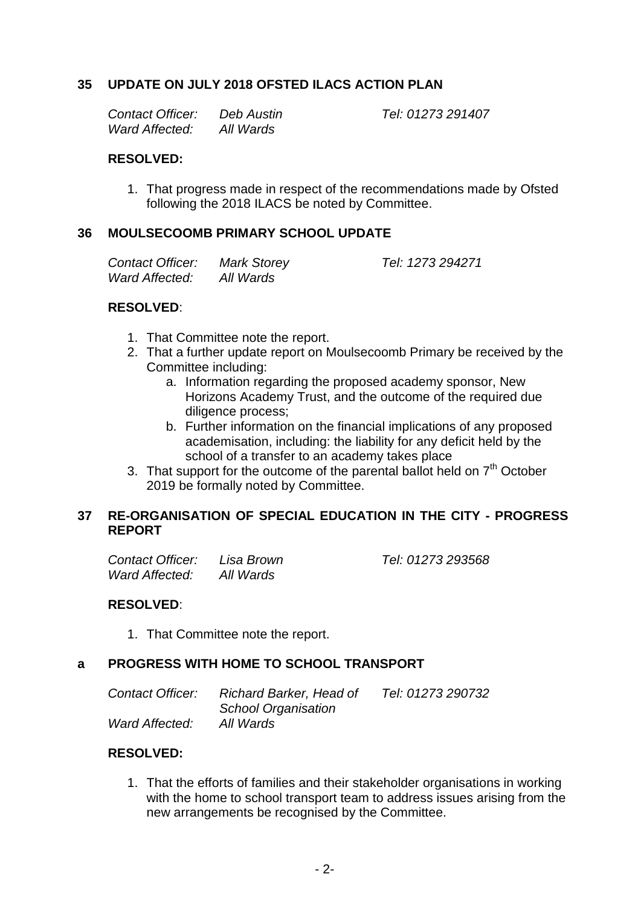## 35 UPDATE ON JULY 2018 OFSTED ILACS ACTION PLAN

*Contact Officer:* *Deb Austin* *Tel: 01273 291407*
*Ward Affected:* *All Wards*

**RESOLVED:**

1. That progress made in respect of the recommendations made by Ofsted following the 2018 ILACS be noted by Committee.

## 36 MOULSECOOMB PRIMARY SCHOOL UPDATE

*Contact Officer:* *Mark Storey* *Tel: 1273 294271*
*Ward Affected:* *All Wards*

**RESOLVED**:

1. That Committee note the report.
2. That a further update report on Moulsecoomb Primary be received by the Committee including:
    a. Information regarding the proposed academy sponsor, New Horizons Academy Trust, and the outcome of the required due diligence process;
    b. Further information on the financial implications of any proposed academisation, including: the liability for any deficit held by the school of a transfer to an academy takes place
3. That support for the outcome of the parental ballot held on 7th October 2019 be formally noted by Committee.

## 37 RE-ORGANISATION OF SPECIAL EDUCATION IN THE CITY - PROGRESS REPORT

*Contact Officer:* *Lisa Brown* *Tel: 01273 293568*
*Ward Affected:* *All Wards*

**RESOLVED**:

1. That Committee note the report.

## a PROGRESS WITH HOME TO SCHOOL TRANSPORT

*Contact Officer:* *Richard Barker, Head of School Organisation* *Tel: 01273 290732*
*Ward Affected:* *All Wards*

**RESOLVED:**

1. That the efforts of families and their stakeholder organisations in working with the home to school transport team to address issues arising from the new arrangements be recognised by the Committee.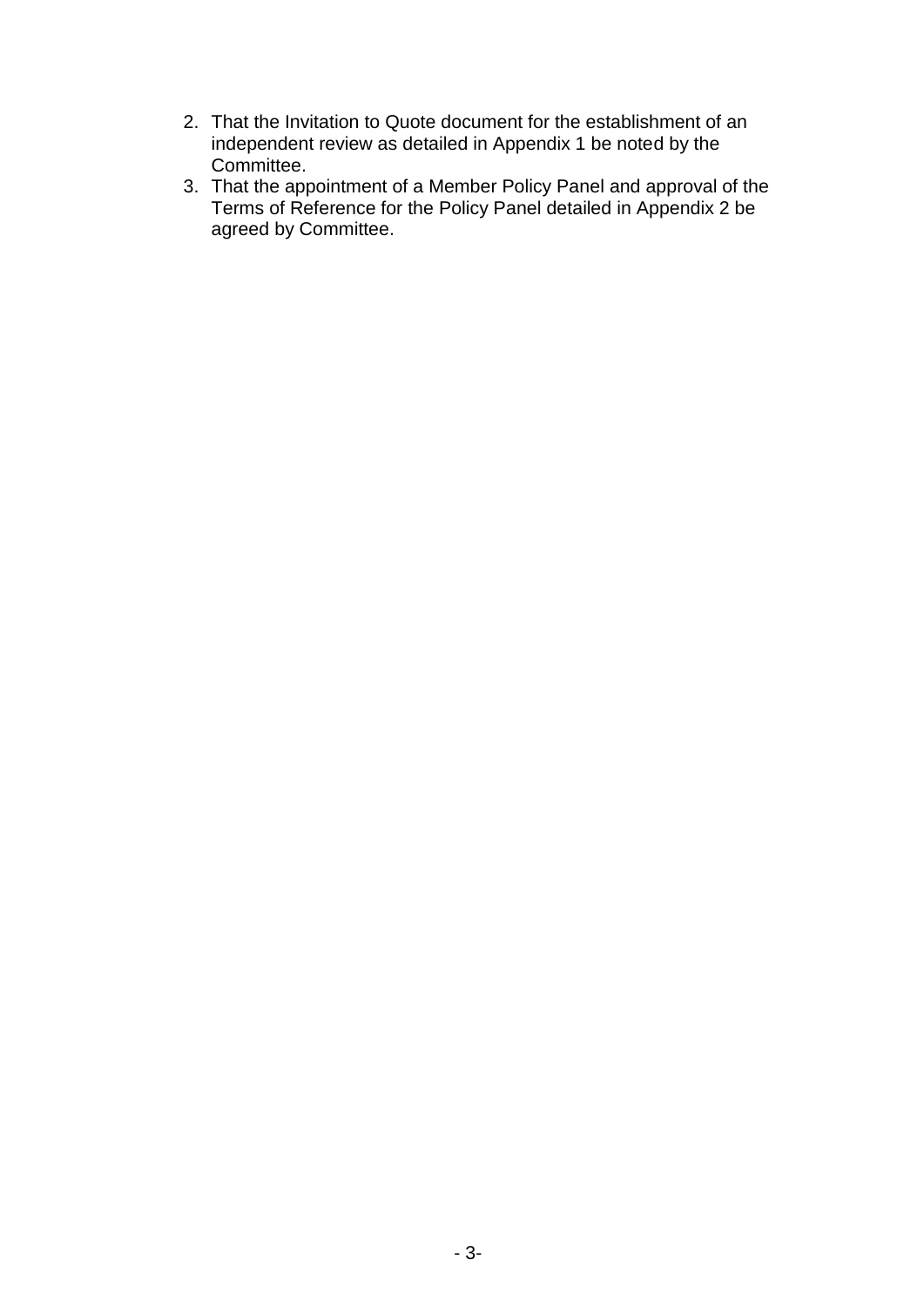2. That the Invitation to Quote document for the establishment of an independent review as detailed in Appendix 1 be noted by the Committee.
3. That the appointment of a Member Policy Panel and approval of the Terms of Reference for the Policy Panel detailed in Appendix 2 be agreed by Committee.